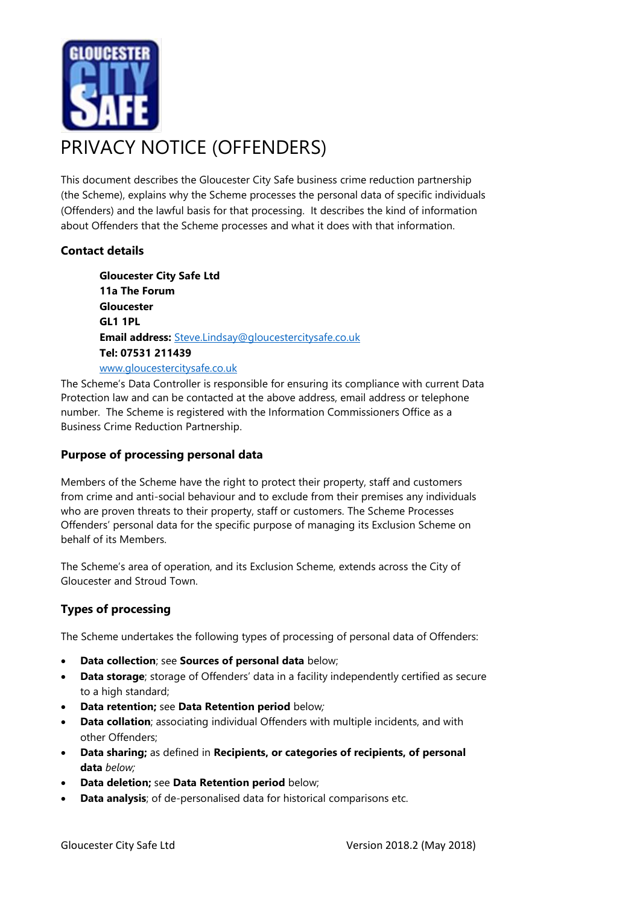# PRIVACY NOTICE (OFFENDERS)

This document describes the Gloucester City Safe business crime reduction partnership (the Scheme), explains why the Scheme processes the personal data of specific individuals (Offenders) and the lawful basis for that processing. It describes the kind of information about Offenders that the Scheme processes and what it does with that information.

### Contact details

> **Gloucester City Safe Ltd**
> **11a The Forum**
> **Gloucester**
> **GL1 1PL**
> **Email address:** Steve.Lindsay@gloucestercitysafe.co.uk
> **Tel: 07531 211439**
> www.gloucestercitysafe.co.uk

The Scheme's Data Controller is responsible for ensuring its compliance with current Data Protection law and can be contacted at the above address, email address or telephone number. The Scheme is registered with the Information Commissioners Office as a Business Crime Reduction Partnership.

### Purpose of processing personal data

Members of the Scheme have the right to protect their property, staff and customers from crime and anti-social behaviour and to exclude from their premises any individuals who are proven threats to their property, staff or customers. The Scheme Processes Offenders' personal data for the specific purpose of managing its Exclusion Scheme on behalf of its Members.

The Scheme's area of operation, and its Exclusion Scheme, extends across the City of Gloucester and Stroud Town.

### Types of processing

The Scheme undertakes the following types of processing of personal data of Offenders:

- **Data collection**; see **Sources of personal data** below;
- **Data storage**; storage of Offenders' data in a facility independently certified as secure to a high standard;
- **Data retention;** see **Data Retention period** below*;*
- **Data collation**; associating individual Offenders with multiple incidents, and with other Offenders;
- **Data sharing;** as defined in **Recipients, or categories of recipients, of personal data** *below;*
- **Data deletion;** see **Data Retention period** below;
- **Data analysis**; of de-personalised data for historical comparisons etc.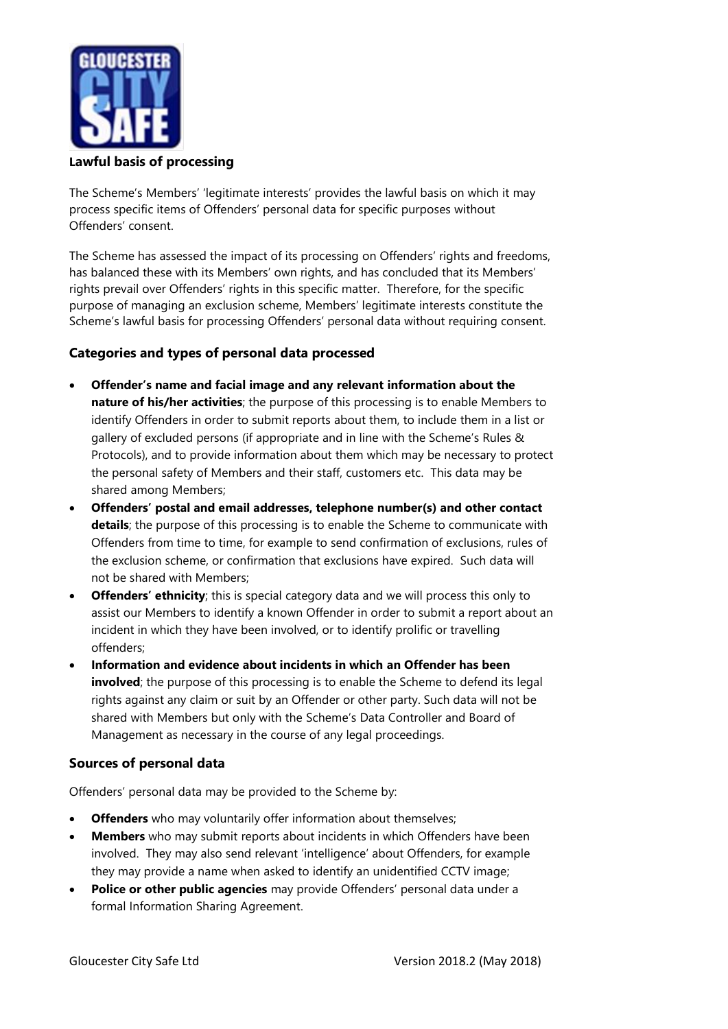## Lawful basis of processing

The Scheme's Members' 'legitimate interests' provides the lawful basis on which it may process specific items of Offenders' personal data for specific purposes without Offenders' consent.

The Scheme has assessed the impact of its processing on Offenders' rights and freedoms, has balanced these with its Members' own rights, and has concluded that its Members' rights prevail over Offenders' rights in this specific matter. Therefore, for the specific purpose of managing an exclusion scheme, Members' legitimate interests constitute the Scheme's lawful basis for processing Offenders' personal data without requiring consent.

## Categories and types of personal data processed

- **Offender's name and facial image and any relevant information about the nature of his/her activities**; the purpose of this processing is to enable Members to identify Offenders in order to submit reports about them, to include them in a list or gallery of excluded persons (if appropriate and in line with the Scheme's Rules & Protocols), and to provide information about them which may be necessary to protect the personal safety of Members and their staff, customers etc. This data may be shared among Members;
- **Offenders' postal and email addresses, telephone number(s) and other contact details**; the purpose of this processing is to enable the Scheme to communicate with Offenders from time to time, for example to send confirmation of exclusions, rules of the exclusion scheme, or confirmation that exclusions have expired. Such data will not be shared with Members;
- **Offenders' ethnicity**; this is special category data and we will process this only to assist our Members to identify a known Offender in order to submit a report about an incident in which they have been involved, or to identify prolific or travelling offenders;
- **Information and evidence about incidents in which an Offender has been involved**; the purpose of this processing is to enable the Scheme to defend its legal rights against any claim or suit by an Offender or other party. Such data will not be shared with Members but only with the Scheme's Data Controller and Board of Management as necessary in the course of any legal proceedings.

## Sources of personal data

Offenders' personal data may be provided to the Scheme by:

- **Offenders** who may voluntarily offer information about themselves;
- **Members** who may submit reports about incidents in which Offenders have been involved. They may also send relevant 'intelligence' about Offenders, for example they may provide a name when asked to identify an unidentified CCTV image;
- **Police or other public agencies** may provide Offenders' personal data under a formal Information Sharing Agreement.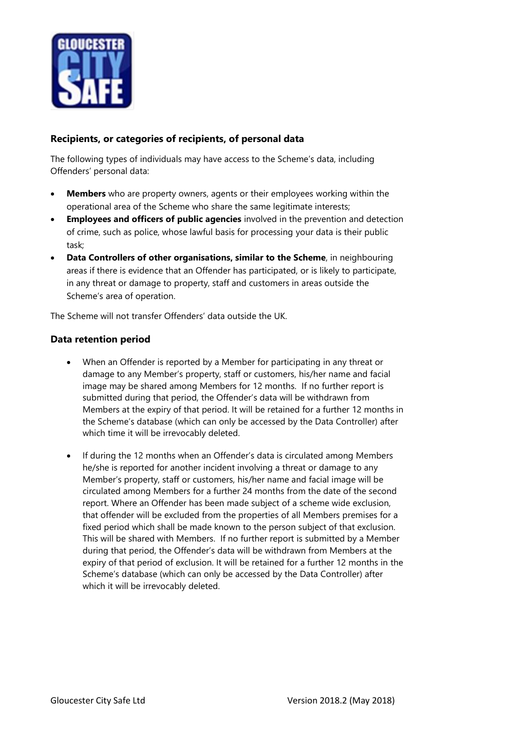## Recipients, or categories of recipients, of personal data

The following types of individuals may have access to the Scheme's data, including Offenders' personal data:

- **Members** who are property owners, agents or their employees working within the operational area of the Scheme who share the same legitimate interests;
- **Employees and officers of public agencies** involved in the prevention and detection of crime, such as police, whose lawful basis for processing your data is their public task;
- **Data Controllers of other organisations, similar to the Scheme**, in neighbouring areas if there is evidence that an Offender has participated, or is likely to participate, in any threat or damage to property, staff and customers in areas outside the Scheme's area of operation.

The Scheme will not transfer Offenders' data outside the UK.

## Data retention period

- When an Offender is reported by a Member for participating in any threat or damage to any Member's property, staff or customers, his/her name and facial image may be shared among Members for 12 months. If no further report is submitted during that period, the Offender's data will be withdrawn from Members at the expiry of that period. It will be retained for a further 12 months in the Scheme's database (which can only be accessed by the Data Controller) after which time it will be irrevocably deleted.

- If during the 12 months when an Offender's data is circulated among Members he/she is reported for another incident involving a threat or damage to any Member's property, staff or customers, his/her name and facial image will be circulated among Members for a further 24 months from the date of the second report. Where an Offender has been made subject of a scheme wide exclusion, that offender will be excluded from the properties of all Members premises for a fixed period which shall be made known to the person subject of that exclusion. This will be shared with Members. If no further report is submitted by a Member during that period, the Offender's data will be withdrawn from Members at the expiry of that period of exclusion. It will be retained for a further 12 months in the Scheme's database (which can only be accessed by the Data Controller) after which it will be irrevocably deleted.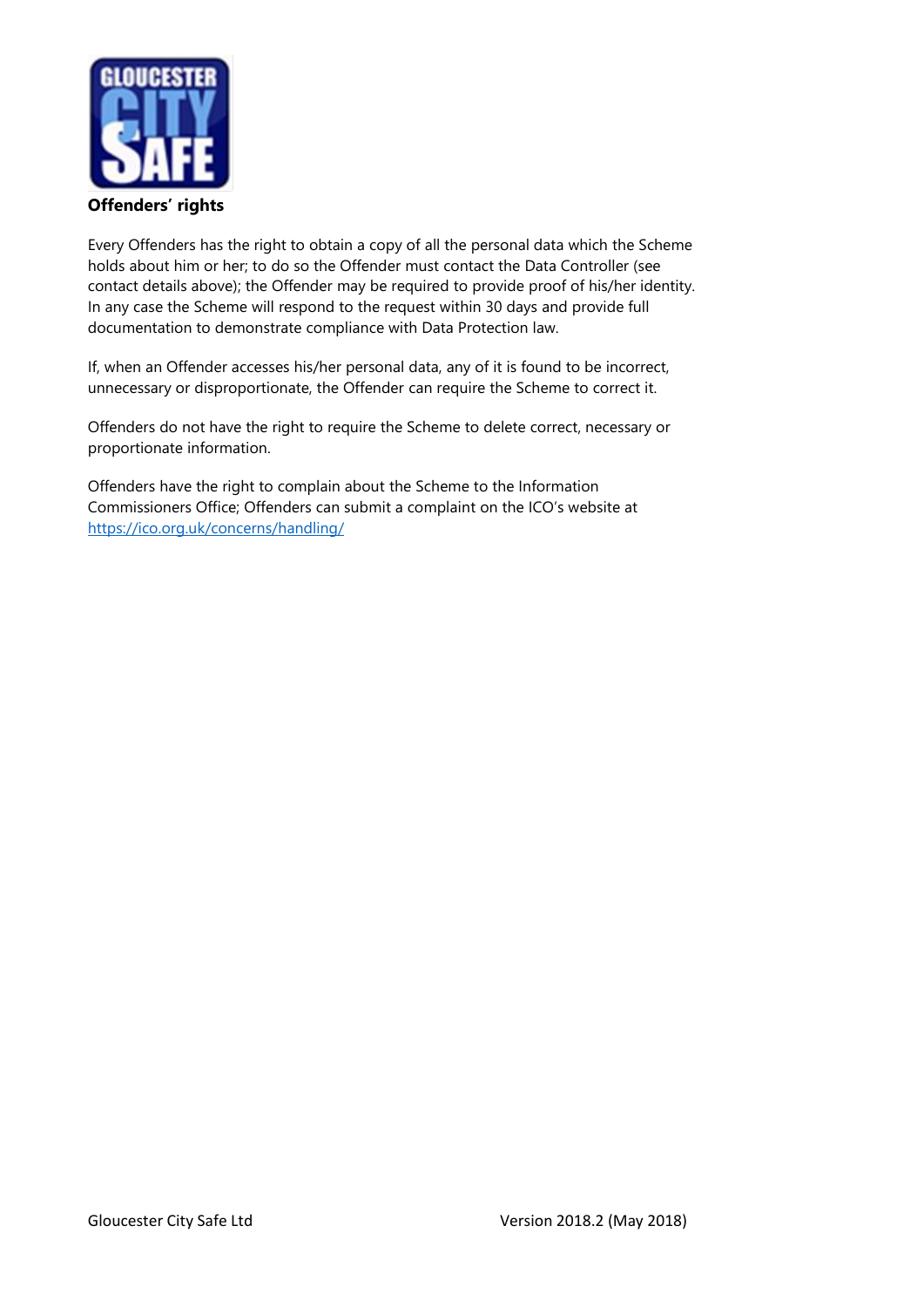## Offenders' rights

Every Offenders has the right to obtain a copy of all the personal data which the Scheme holds about him or her; to do so the Offender must contact the Data Controller (see contact details above); the Offender may be required to provide proof of his/her identity. In any case the Scheme will respond to the request within 30 days and provide full documentation to demonstrate compliance with Data Protection law.

If, when an Offender accesses his/her personal data, any of it is found to be incorrect, unnecessary or disproportionate, the Offender can require the Scheme to correct it.

Offenders do not have the right to require the Scheme to delete correct, necessary or proportionate information.

Offenders have the right to complain about the Scheme to the Information Commissioners Office; Offenders can submit a complaint on the ICO's website at [https://ico.org.uk/concerns/handling/](https://ico.org.uk/concerns/handling/)